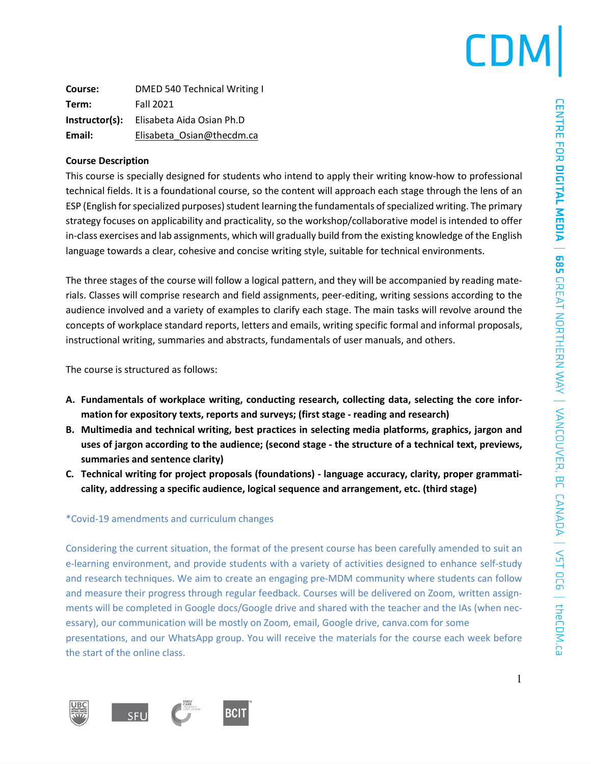**Course:** DMED 540 Technical Writing I
**Term:** Fall 2021
**Instructor(s):** Elisabeta Aida Osian Ph.D
**Email:** Elisabeta_Osian@thecdm.ca

**Course Description**

This course is specially designed for students who intend to apply their writing know-how to professional technical fields. It is a foundational course, so the content will approach each stage through the lens of an ESP (English for specialized purposes) student learning the fundamentals of specialized writing. The primary strategy focuses on applicability and practicality, so the workshop/collaborative model is intended to offer in-class exercises and lab assignments, which will gradually build from the existing knowledge of the English language towards a clear, cohesive and concise writing style, suitable for technical environments.

The three stages of the course will follow a logical pattern, and they will be accompanied by reading materials. Classes will comprise research and field assignments, peer-editing, writing sessions according to the audience involved and a variety of examples to clarify each stage. The main tasks will revolve around the concepts of workplace standard reports, letters and emails, writing specific formal and informal proposals, instructional writing, summaries and abstracts, fundamentals of user manuals, and others.

The course is structured as follows:

A. **Fundamentals of workplace writing, conducting research, collecting data, selecting the core information for expository texts, reports and surveys; (first stage - reading and research)**
B. **Multimedia and technical writing, best practices in selecting media platforms, graphics, jargon and uses of jargon according to the audience; (second stage - the structure of a technical text, previews, summaries and sentence clarity)**
C. **Technical writing for project proposals (foundations) - language accuracy, clarity, proper grammaticality, addressing a specific audience, logical sequence and arrangement, etc. (third stage)**

*Covid-19 amendments and curriculum changes

Considering the current situation, the format of the present course has been carefully amended to suit an e-learning environment, and provide students with a variety of activities designed to enhance self-study and research techniques. We aim to create an engaging pre-MDM community where students can follow and measure their progress through regular feedback. Courses will be delivered on Zoom, written assignments will be completed in Google docs/Google drive and shared with the teacher and the IAs (when necessary), our communication will be mostly on Zoom, email, Google drive, canva.com for some presentations, and our WhatsApp group. You will receive the materials for the course each week before the start of the online class.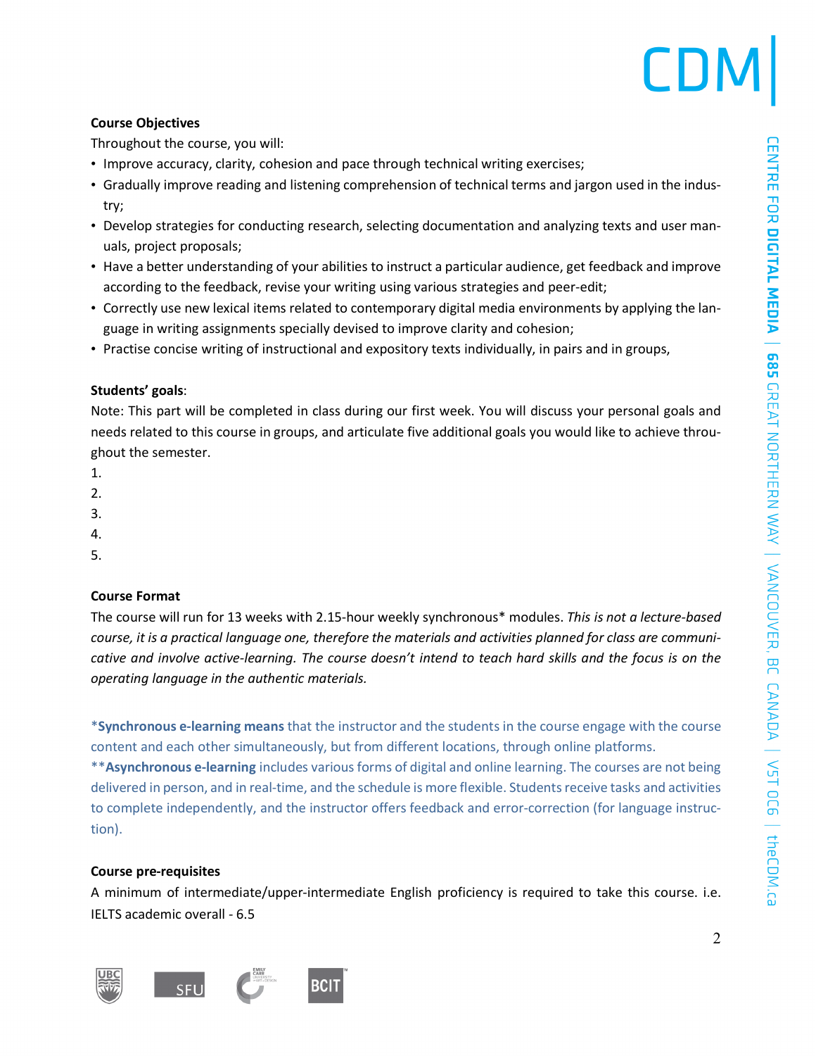**Course Objectives**

Throughout the course, you will:

- Improve accuracy, clarity, cohesion and pace through technical writing exercises;
- Gradually improve reading and listening comprehension of technical terms and jargon used in the industry;
- Develop strategies for conducting research, selecting documentation and analyzing texts and user manuals, project proposals;
- Have a better understanding of your abilities to instruct a particular audience, get feedback and improve according to the feedback, revise your writing using various strategies and peer-edit;
- Correctly use new lexical items related to contemporary digital media environments by applying the language in writing assignments specially devised to improve clarity and cohesion;
- Practise concise writing of instructional and expository texts individually, in pairs and in groups,

**Students' goals**:

Note: This part will be completed in class during our first week. You will discuss your personal goals and needs related to this course in groups, and articulate five additional goals you would like to achieve throughout the semester.

1.
2.
3.
4.
5.

**Course Format**

The course will run for 13 weeks with 2.15-hour weekly synchronous* modules. *This is not a lecture-based course, it is a practical language one, therefore the materials and activities planned for class are communicative and involve active-learning. The course doesn't intend to teach hard skills and the focus is on the operating language in the authentic materials.*

*__Synchronous e-learning means__ that the instructor and the students in the course engage with the course content and each other simultaneously, but from different locations, through online platforms.

**__Asynchronous e-learning__ includes various forms of digital and online learning. The courses are not being delivered in person, and in real-time, and the schedule is more flexible. Students receive tasks and activities to complete independently, and the instructor offers feedback and error-correction (for language instruction).

**Course pre-requisites**

A minimum of intermediate/upper-intermediate English proficiency is required to take this course. i.e. IELTS academic overall - 6.5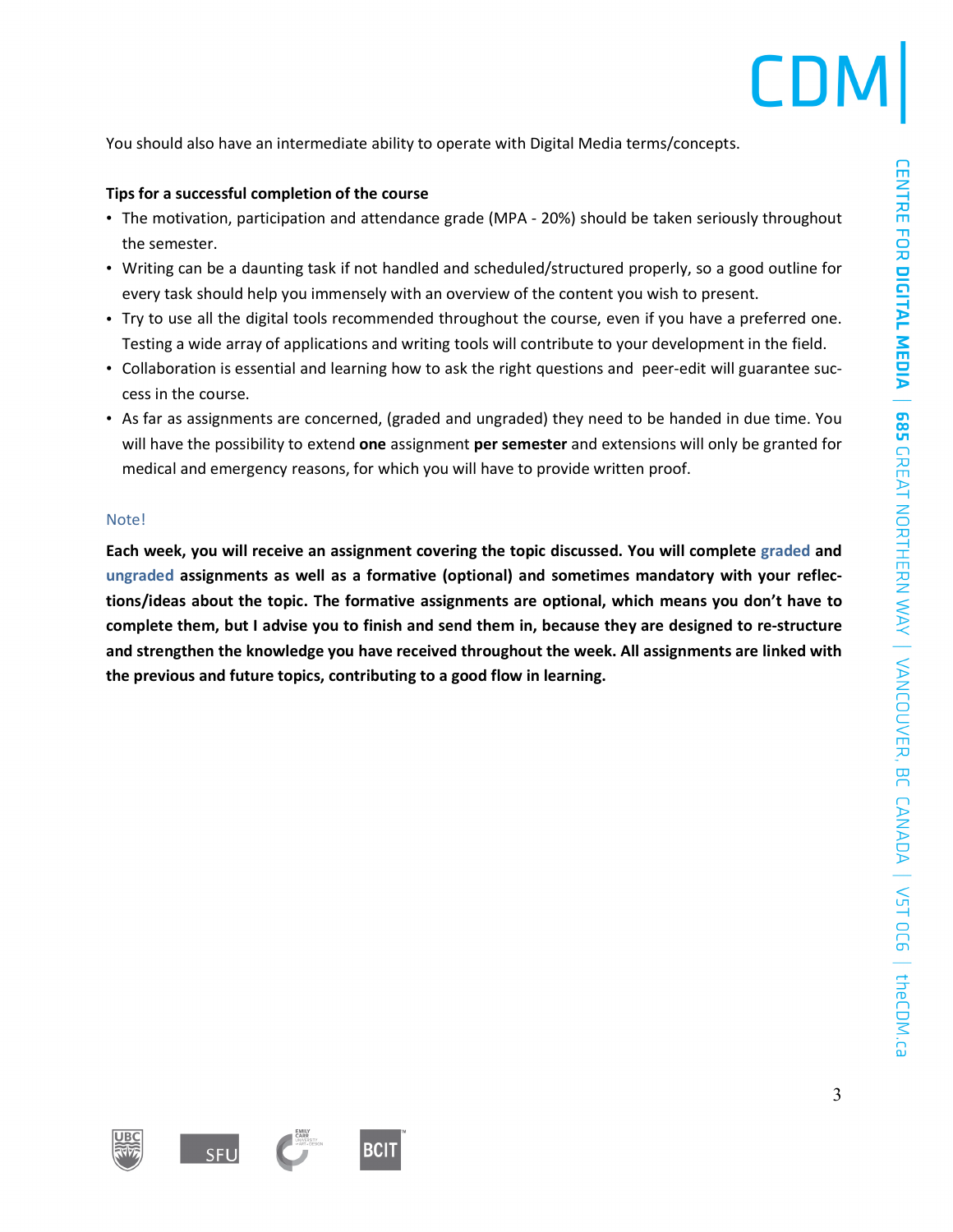You should also have an intermediate ability to operate with Digital Media terms/concepts.

**Tips for a successful completion of the course**

- The motivation, participation and attendance grade (MPA - 20%) should be taken seriously throughout the semester.
- Writing can be a daunting task if not handled and scheduled/structured properly, so a good outline for every task should help you immensely with an overview of the content you wish to present.
- Try to use all the digital tools recommended throughout the course, even if you have a preferred one. Testing a wide array of applications and writing tools will contribute to your development in the field.
- Collaboration is essential and learning how to ask the right questions and peer-edit will guarantee success in the course.
- As far as assignments are concerned, (graded and ungraded) they need to be handed in due time. You will have the possibility to extend **one** assignment **per semester** and extensions will only be granted for medical and emergency reasons, for which you will have to provide written proof.

Note!

**Each week, you will receive an assignment covering the topic discussed. You will complete graded and ungraded assignments as well as a formative (optional) and sometimes mandatory with your reflections/ideas about the topic. The formative assignments are optional, which means you don't have to complete them, but I advise you to finish and send them in, because they are designed to re-structure and strengthen the knowledge you have received throughout the week. All assignments are linked with the previous and future topics, contributing to a good flow in learning.**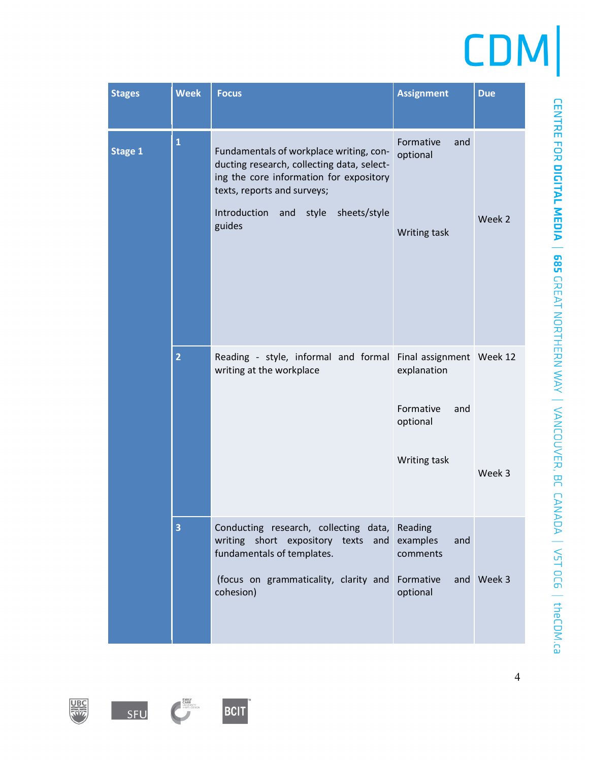| Stages | Week | Focus | Assignment | Due |
|---|---|---|---|---|
| Stage 1 | 1 | Fundamentals of workplace writing, conducting research, collecting data, selecting the core information for expository texts, reports and surveys;<br><br>Introduction and style sheets/style guides | Formative and optional<br><br>Writing task | <br><br>Week 2 |
| | 2 | Reading - style, informal and formal writing at the workplace | Final assignment explanation<br><br>Formative and optional<br><br>Writing task | Week 12<br><br><br><br>Week 3 |
| | 3 | Conducting research, collecting data, writing short expository texts and fundamentals of templates.<br><br>(focus on grammaticality, clarity and cohesion) | Reading examples and comments<br><br>Formative and optional | <br><br>Week 3 |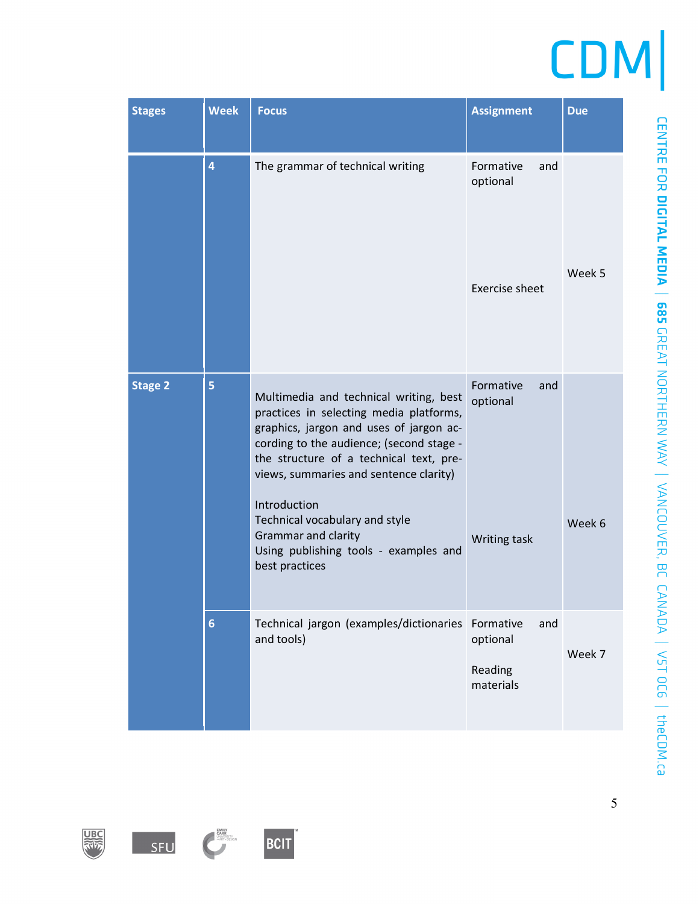| Stages | Week | Focus | Assignment | Due |
|---|---|---|---|---|
| | 4 | The grammar of technical writing | Formative and optional<br><br>Exercise sheet | Week 5 |
| Stage 2 | 5 | Multimedia and technical writing, best practices in selecting media platforms, graphics, jargon and uses of jargon according to the audience; (second stage - the structure of a technical text, previews, summaries and sentence clarity)<br><br>Introduction<br>Technical vocabulary and style<br>Grammar and clarity<br>Using publishing tools - examples and best practices | Formative and optional<br><br>Writing task | Week 6 |
| | 6 | Technical jargon (examples/dictionaries and tools) | Formative and optional<br><br>Reading materials | Week 7 |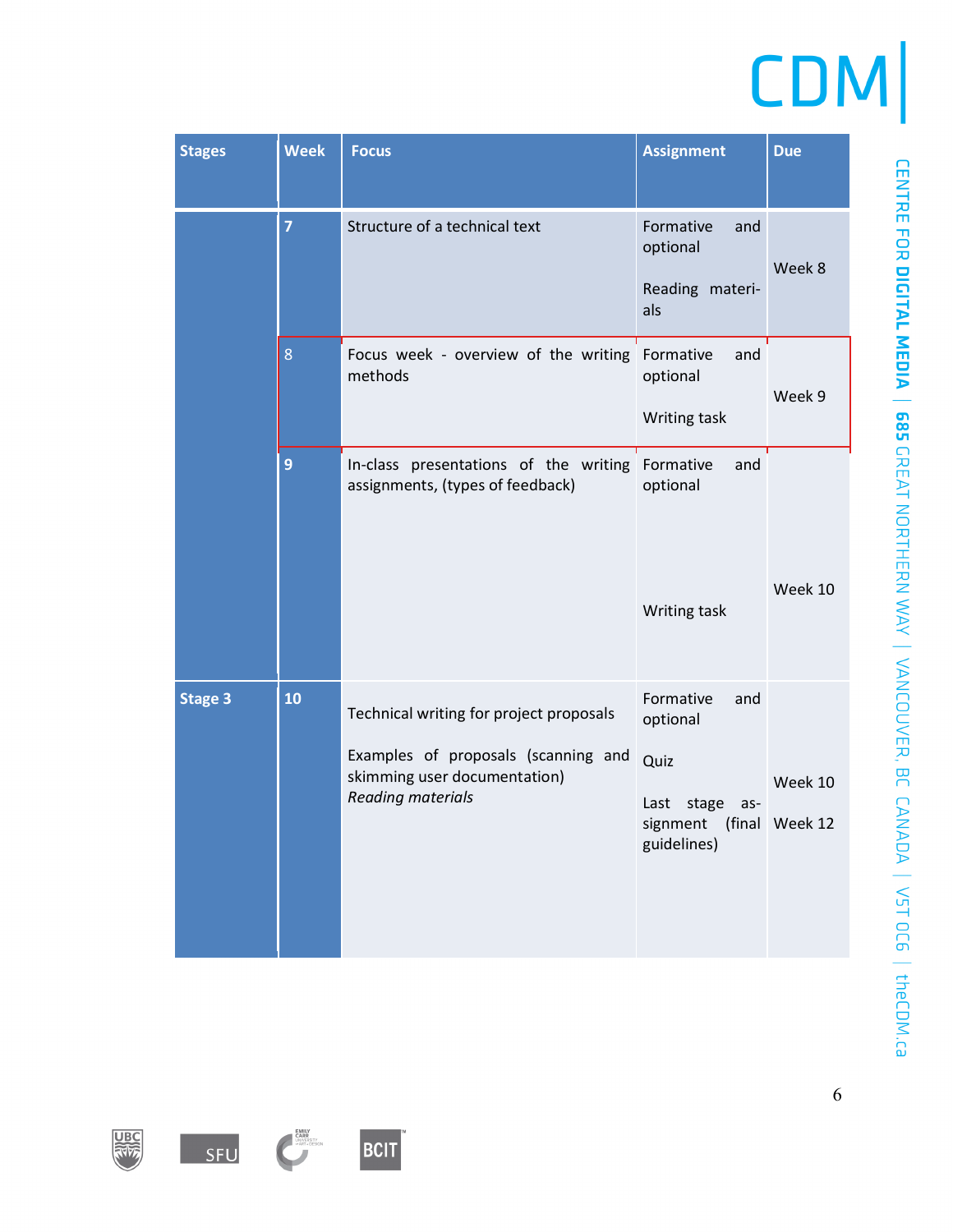| Stages | Week | Focus | Assignment | Due |
|---|---|---|---|---|
| | 7 | Structure of a technical text | Formative and optional<br><br>Reading materi-als | Week 8 |
| | 8 | Focus week - overview of the writing methods | Formative and optional<br><br>Writing task | Week 9 |
| | 9 | In-class presentations of the writing assignments, (types of feedback) | Formative and optional<br><br>Writing task | Week 10 |
| Stage 3 | 10 | Technical writing for project proposals<br><br>Examples of proposals (scanning and skimming user documentation)<br>*Reading materials* | Formative and optional<br><br>Quiz<br><br>Last stage as-signment (final guidelines) | Week 10<br><br>Week 12 |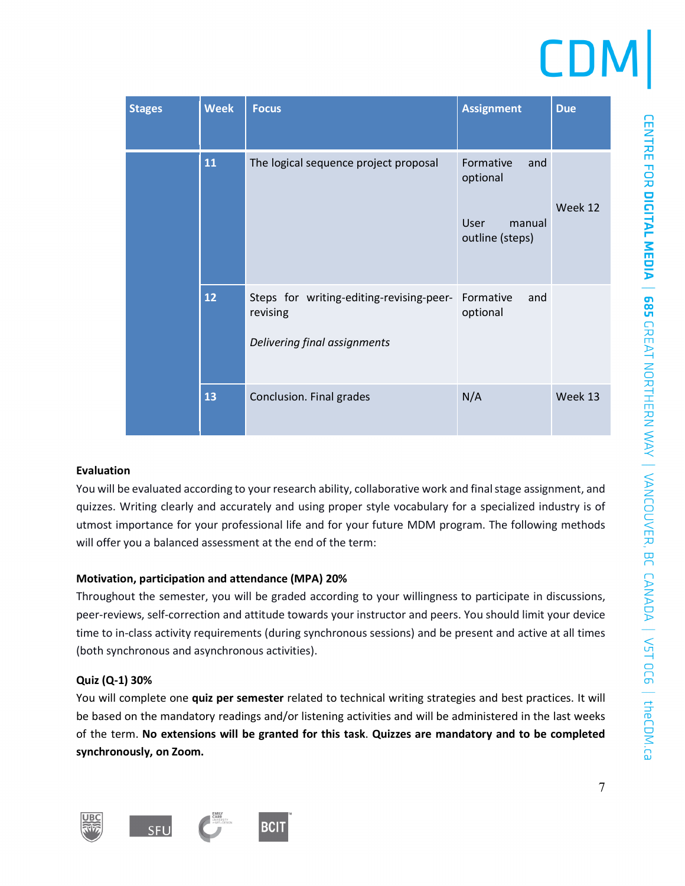| Stages | Week | Focus | Assignment | Due |
|---|---|---|---|---|
| | 11 | The logical sequence project proposal | Formative and optional<br><br>User manual outline (steps) | Week 12 |
| | 12 | Steps for writing-editing-revising-peer-revising<br><br>*Delivering final assignments* | Formative and optional | |
| | 13 | Conclusion. Final grades | N/A | Week 13 |

**Evaluation**

You will be evaluated according to your research ability, collaborative work and final stage assignment, and quizzes. Writing clearly and accurately and using proper style vocabulary for a specialized industry is of utmost importance for your professional life and for your future MDM program. The following methods will offer you a balanced assessment at the end of the term:

**Motivation, participation and attendance (MPA) 20%**

Throughout the semester, you will be graded according to your willingness to participate in discussions, peer-reviews, self-correction and attitude towards your instructor and peers. You should limit your device time to in-class activity requirements (during synchronous sessions) and be present and active at all times (both synchronous and asynchronous activities).

**Quiz (Q-1) 30%**

You will complete one **quiz per semester** related to technical writing strategies and best practices. It will be based on the mandatory readings and/or listening activities and will be administered in the last weeks of the term. **No extensions will be granted for this task**. **Quizzes are mandatory and to be completed synchronously, on Zoom.**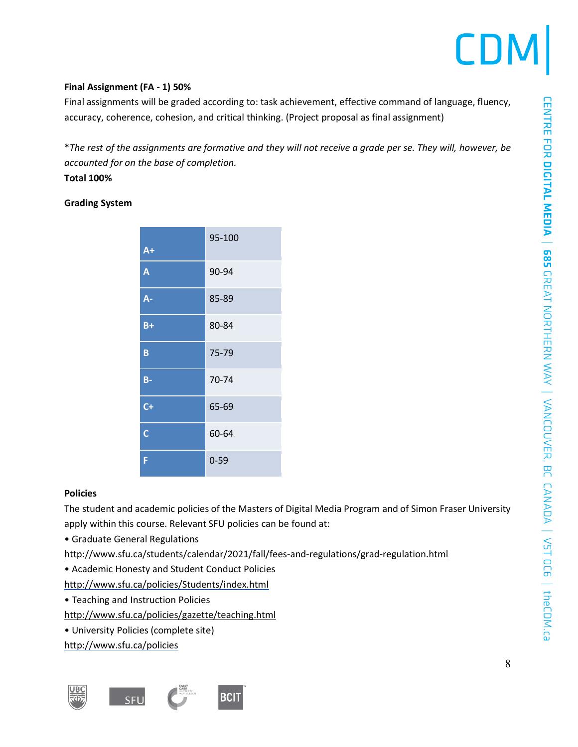**Final Assignment (FA - 1) 50%**

Final assignments will be graded according to: task achievement, effective command of language, fluency, accuracy, coherence, cohesion, and critical thinking. (Project proposal as final assignment)

**The rest of the assignments are formative and they will not receive a grade per se. They will, however, be accounted for on the base of completion.*

**Total 100%**

**Grading System**

| | |
|---|---|
| A+ | 95-100 |
| A | 90-94 |
| A- | 85-89 |
| B+ | 80-84 |
| B | 75-79 |
| B- | 70-74 |
| C+ | 65-69 |
| C | 60-64 |
| F | 0-59 |

**Policies**

The student and academic policies of the Masters of Digital Media Program and of Simon Fraser University apply within this course. Relevant SFU policies can be found at:

- Graduate General Regulations
http://www.sfu.ca/students/calendar/2021/fall/fees-and-regulations/grad-regulation.html
- Academic Honesty and Student Conduct Policies
http://www.sfu.ca/policies/Students/index.html
- Teaching and Instruction Policies
http://www.sfu.ca/policies/gazette/teaching.html
- University Policies (complete site)
http://www.sfu.ca/policies